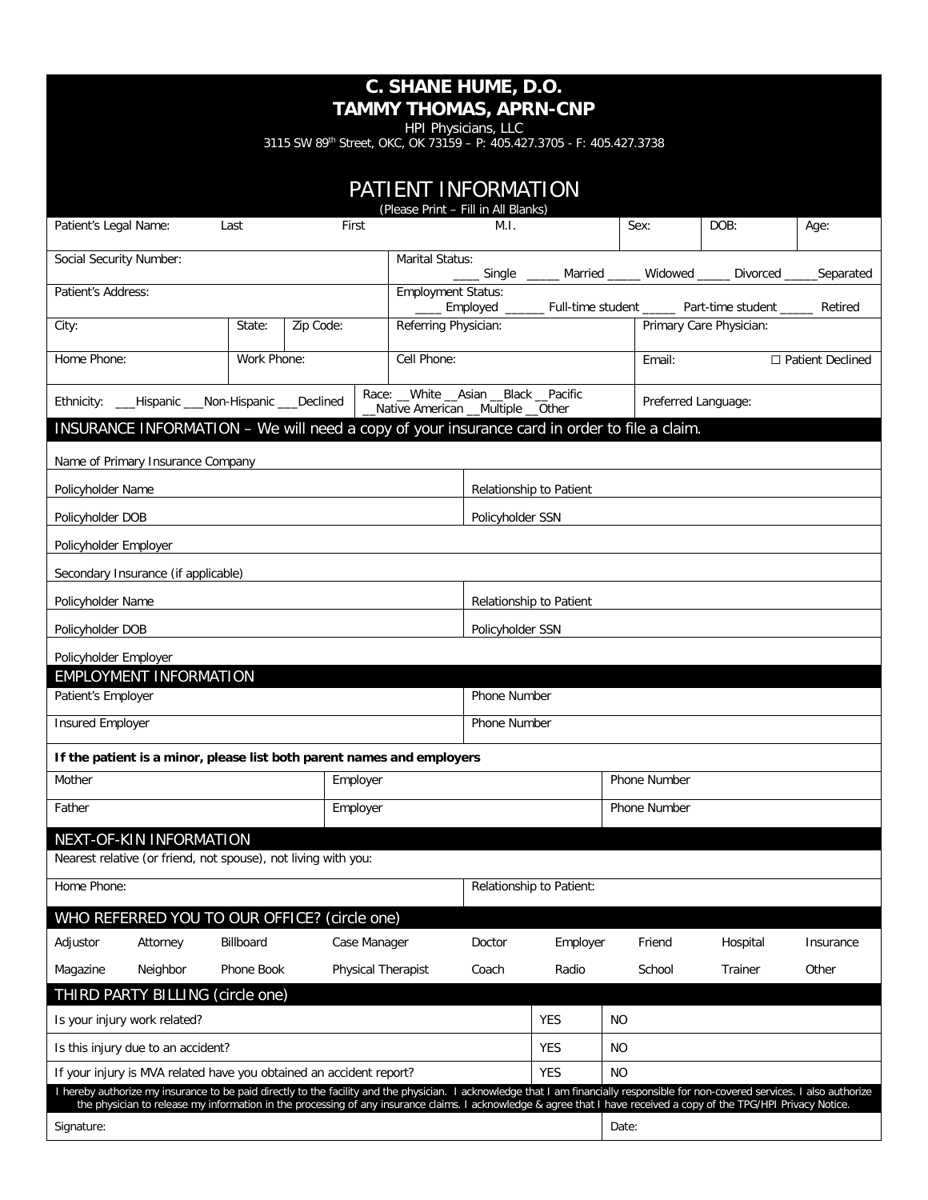# C. SHANE HUME, D.O.
# TAMMY THOMAS, APRN-CNP

HPI Physicians, LLC
3115 SW 89th Street, OKC, OK 73159 – P: 405.427.3705 - F: 405.427.3738

## PATIENT INFORMATION

(Please Print – Fill in All Blanks)

| Patient's Legal Name: Last | First | M.I. | Sex: | DOB: | Age: |
|---|---|---|---|---|---|

| Social Security Number: | Marital Status: ____ Single _____ Married _____ Widowed _____ Divorced _____Separated |
|---|---|
| Patient's Address: | Employment Status: ____ Employed ______ Full-time student _____ Part-time student _____ Retired |

| City: | State: | Zip Code: | Referring Physician: | Primary Care Physician: |
|---|---|---|---|---|
| Home Phone: | Work Phone: | | Cell Phone: | Email: ☐ Patient Declined |

| Ethnicity: ___Hispanic ___Non-Hispanic ___Declined | Race: __White __Asian __Black __Pacific __Native American __Multiple __Other | Preferred Language: |
|---|---|---|

## INSURANCE INFORMATION – We will need a copy of your insurance card in order to file a claim.

| Name of Primary Insurance Company | |
|---|---|
| Policyholder Name | Relationship to Patient |
| Policyholder DOB | Policyholder SSN |
| Policyholder Employer | |
| Secondary Insurance (if applicable) | |
| Policyholder Name | Relationship to Patient |
| Policyholder DOB | Policyholder SSN |
| Policyholder Employer | |

## EMPLOYMENT INFORMATION

| Patient's Employer | Phone Number |
|---|---|
| Insured Employer | Phone Number |

**If the patient is a minor, please list both parent names and employers**

| Mother | Employer | Phone Number |
|---|---|---|
| Father | Employer | Phone Number |

## NEXT-OF-KIN INFORMATION

| Nearest relative (or friend, not spouse), not living with you: | |
|---|---|
| Home Phone: | Relationship to Patient: |

## WHO REFERRED YOU TO OUR OFFICE? (circle one)

| Adjustor | Attorney | Billboard | Case Manager | Doctor | Employer | Friend | Hospital | Insurance |
|---|---|---|---|---|---|---|---|---|
| Magazine | Neighbor | Phone Book | Physical Therapist | Coach | Radio | School | Trainer | Other |

## THIRD PARTY BILLING (circle one)

| Is your injury work related? | YES | NO |
|---|---|---|
| Is this injury due to an accident? | YES | NO |
| If your injury is MVA related have you obtained an accident report? | YES | NO |

I hereby authorize my insurance to be paid directly to the facility and the physician. I acknowledge that I am financially responsible for non-covered services. I also authorize the physician to release my information in the processing of any insurance claims. I acknowledge & agree that I have received a copy of the TPG/HPI Privacy Notice.

| Signature: | Date: |
|---|---|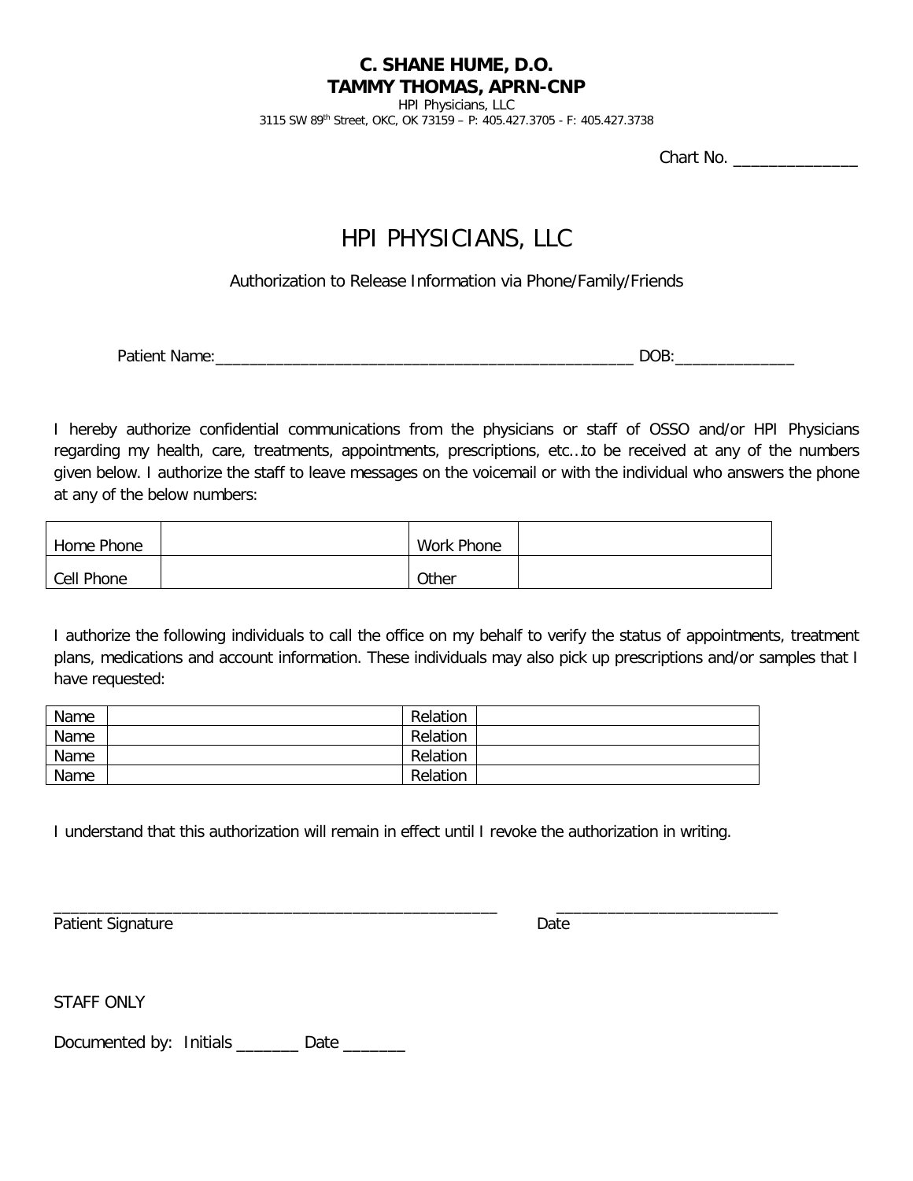**C. SHANE HUME, D.O.**
**TAMMY THOMAS, APRN-CNP**
HPI Physicians, LLC
3115 SW 89th Street, OKC, OK 73159 – P: 405.427.3705 - F: 405.427.3738

Chart No. _______________

# HPI PHYSICIANS, LLC

Authorization to Release Information via Phone/Family/Friends

Patient Name:_____________________________________________________ DOB:_______________

I hereby authorize confidential communications from the physicians or staff of OSSO and/or HPI Physicians regarding my health, care, treatments, appointments, prescriptions, etc…to be received at any of the numbers given below. I authorize the staff to leave messages on the voicemail or with the individual who answers the phone at any of the below numbers:

| Home Phone | | Work Phone | |
|---|---|---|---|
| Cell Phone | | Other | |

I authorize the following individuals to call the office on my behalf to verify the status of appointments, treatment plans, medications and account information. These individuals may also pick up prescriptions and/or samples that I have requested:

| Name | | Relation | |
|---|---|---|---|
| Name | | Relation | |
| Name | | Relation | |
| Name | | Relation | |

I understand that this authorization will remain in effect until I revoke the authorization in writing.

_______________________________________________________ ___________________________
Patient Signature Date

STAFF ONLY

Documented by: Initials _______ Date _______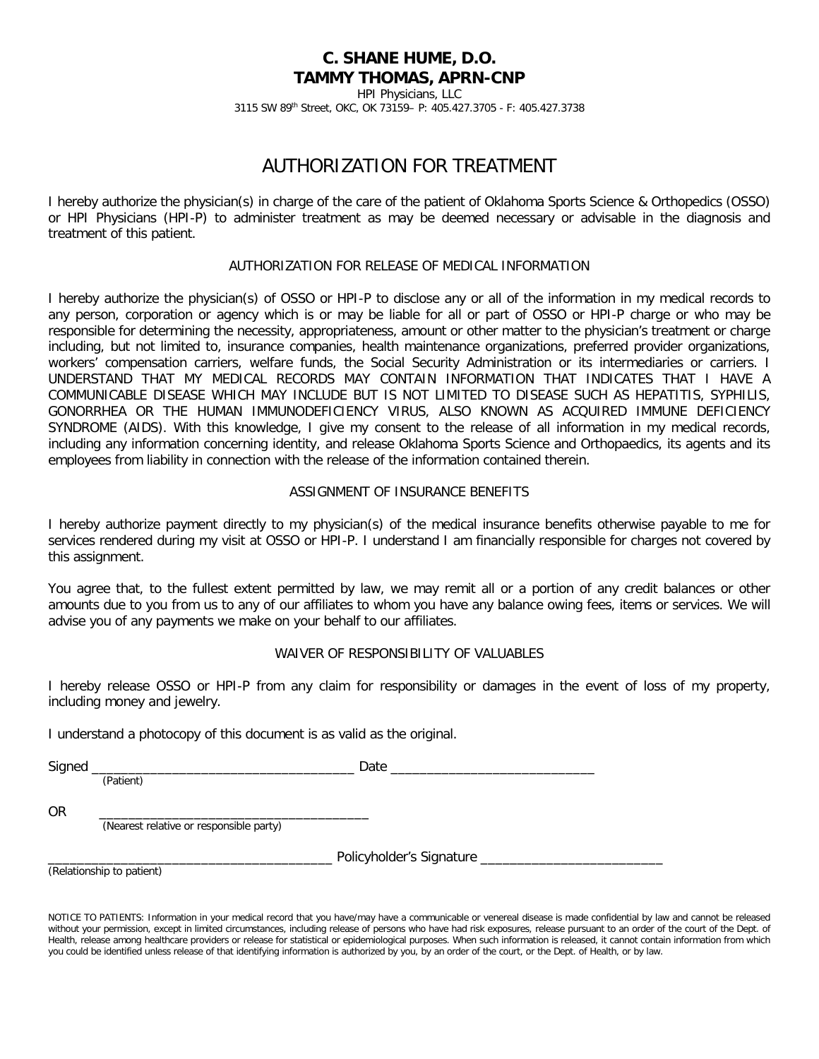**C. SHANE HUME, D.O.**
**TAMMY THOMAS, APRN-CNP**

HPI Physicians, LLC
3115 SW 89th Street, OKC, OK 73159– P: 405.427.3705 - F: 405.427.3738

# AUTHORIZATION FOR TREATMENT

I hereby authorize the physician(s) in charge of the care of the patient of Oklahoma Sports Science & Orthopedics (OSSO) or HPI Physicians (HPI-P) to administer treatment as may be deemed necessary or advisable in the diagnosis and treatment of this patient.

## AUTHORIZATION FOR RELEASE OF MEDICAL INFORMATION

I hereby authorize the physician(s) of OSSO or HPI-P to disclose any or all of the information in my medical records to any person, corporation or agency which is or may be liable for all or part of OSSO or HPI-P charge or who may be responsible for determining the necessity, appropriateness, amount or other matter to the physician's treatment or charge including, but not limited to, insurance companies, health maintenance organizations, preferred provider organizations, workers' compensation carriers, welfare funds, the Social Security Administration or its intermediaries or carriers. I UNDERSTAND THAT MY MEDICAL RECORDS MAY CONTAIN INFORMATION THAT INDICATES THAT I HAVE A COMMUNICABLE DISEASE WHICH MAY INCLUDE BUT IS NOT LIMITED TO DISEASE SUCH AS HEPATITIS, SYPHILIS, GONORRHEA OR THE HUMAN IMMUNODEFICIENCY VIRUS, ALSO KNOWN AS ACQUIRED IMMUNE DEFICIENCY SYNDROME (AIDS). With this knowledge, I give my consent to the release of all information in my medical records, including any information concerning identity, and release Oklahoma Sports Science and Orthopaedics, its agents and its employees from liability in connection with the release of the information contained therein.

## ASSIGNMENT OF INSURANCE BENEFITS

I hereby authorize payment directly to my physician(s) of the medical insurance benefits otherwise payable to me for services rendered during my visit at OSSO or HPI-P. I understand I am financially responsible for charges not covered by this assignment.

You agree that, to the fullest extent permitted by law, we may remit all or a portion of any credit balances or other amounts due to you from us to any of our affiliates to whom you have any balance owing fees, items or services. We will advise you of any payments we make on your behalf to our affiliates.

## WAIVER OF RESPONSIBILITY OF VALUABLES

I hereby release OSSO or HPI-P from any claim for responsibility or damages in the event of loss of my property, including money and jewelry.

I understand a photocopy of this document is as valid as the original.

Signed ____________________________________ Date ____________________________
(Patient)

OR ____________________________________
(Nearest relative or responsible party)

________________________________________ Policyholder's Signature _________________________
(Relationship to patient)

NOTICE TO PATIENTS: Information in your medical record that you have/may have a communicable or venereal disease is made confidential by law and cannot be released without your permission, except in limited circumstances, including release of persons who have had risk exposures, release pursuant to an order of the court of the Dept. of Health, release among healthcare providers or release for statistical or epidemiological purposes. When such information is released, it cannot contain information from which you could be identified unless release of that identifying information is authorized by you, by an order of the court, or the Dept. of Health, or by law.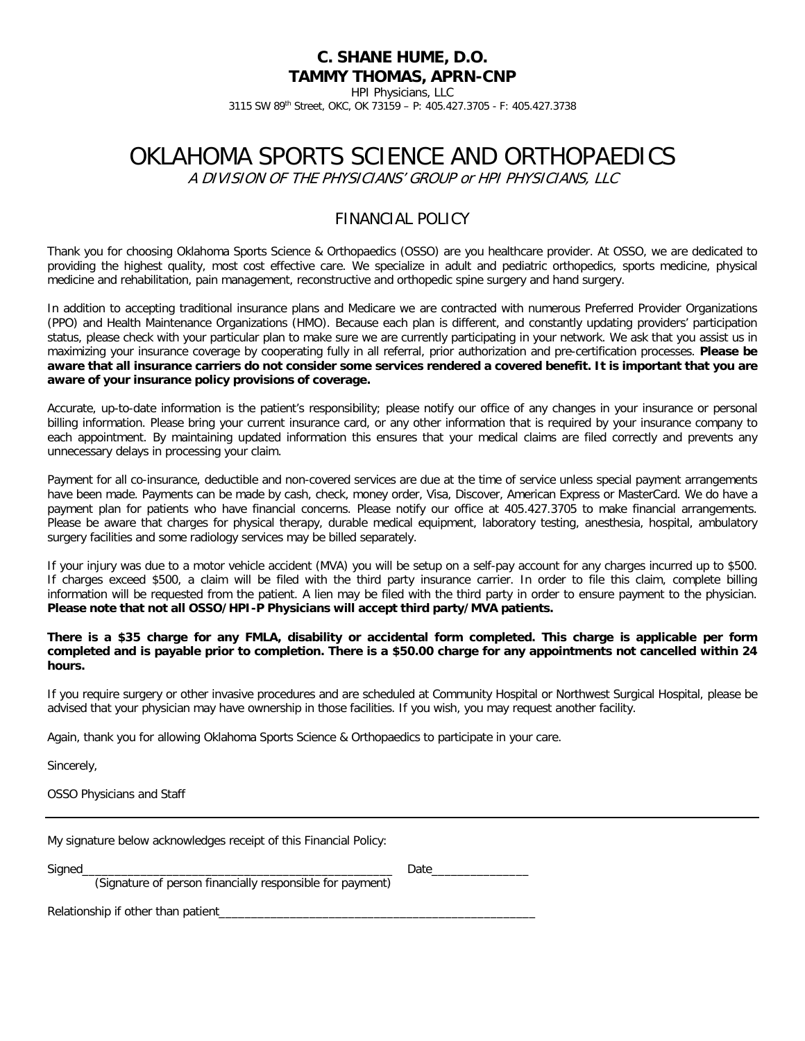**C. SHANE HUME, D.O.**
**TAMMY THOMAS, APRN-CNP**

HPI Physicians, LLC
3115 SW 89th Street, OKC, OK 73159 – P: 405.427.3705 - F: 405.427.3738

# OKLAHOMA SPORTS SCIENCE AND ORTHOPAEDICS

*A DIVISION OF THE PHYSICIANS' GROUP or HPI PHYSICIANS, LLC*

## FINANCIAL POLICY

Thank you for choosing Oklahoma Sports Science & Orthopaedics (OSSO) are you healthcare provider. At OSSO, we are dedicated to providing the highest quality, most cost effective care. We specialize in adult and pediatric orthopedics, sports medicine, physical medicine and rehabilitation, pain management, reconstructive and orthopedic spine surgery and hand surgery.

In addition to accepting traditional insurance plans and Medicare we are contracted with numerous Preferred Provider Organizations (PPO) and Health Maintenance Organizations (HMO). Because each plan is different, and constantly updating providers' participation status, please check with your particular plan to make sure we are currently participating in your network. We ask that you assist us in maximizing your insurance coverage by cooperating fully in all referral, prior authorization and pre-certification processes. **Please be aware that all insurance carriers do not consider some services rendered a covered benefit. It is important that you are aware of your insurance policy provisions of coverage.**

Accurate, up-to-date information is the patient's responsibility; please notify our office of any changes in your insurance or personal billing information. Please bring your current insurance card, or any other information that is required by your insurance company to each appointment. By maintaining updated information this ensures that your medical claims are filed correctly and prevents any unnecessary delays in processing your claim.

Payment for all co-insurance, deductible and non-covered services are due at the time of service unless special payment arrangements have been made. Payments can be made by cash, check, money order, Visa, Discover, American Express or MasterCard. We do have a payment plan for patients who have financial concerns. Please notify our office at 405.427.3705 to make financial arrangements. Please be aware that charges for physical therapy, durable medical equipment, laboratory testing, anesthesia, hospital, ambulatory surgery facilities and some radiology services may be billed separately.

If your injury was due to a motor vehicle accident (MVA) you will be setup on a self-pay account for any charges incurred up to $500. If charges exceed $500, a claim will be filed with the third party insurance carrier. In order to file this claim, complete billing information will be requested from the patient. A lien may be filed with the third party in order to ensure payment to the physician. **Please note that not all OSSO/HPI-P Physicians will accept third party/MVA patients.**

**There is a $35 charge for any FMLA, disability or accidental form completed. This charge is applicable per form completed and is payable prior to completion. There is a $50.00 charge for any appointments not cancelled within 24 hours.**

If you require surgery or other invasive procedures and are scheduled at Community Hospital or Northwest Surgical Hospital, please be advised that your physician may have ownership in those facilities. If you wish, you may request another facility.

Again, thank you for allowing Oklahoma Sports Science & Orthopaedics to participate in your care.

Sincerely,

OSSO Physicians and Staff

---

My signature below acknowledges receipt of this Financial Policy:

Signed_______________________________________________ Date_______________
(Signature of person financially responsible for payment)

Relationship if other than patient_______________________________________________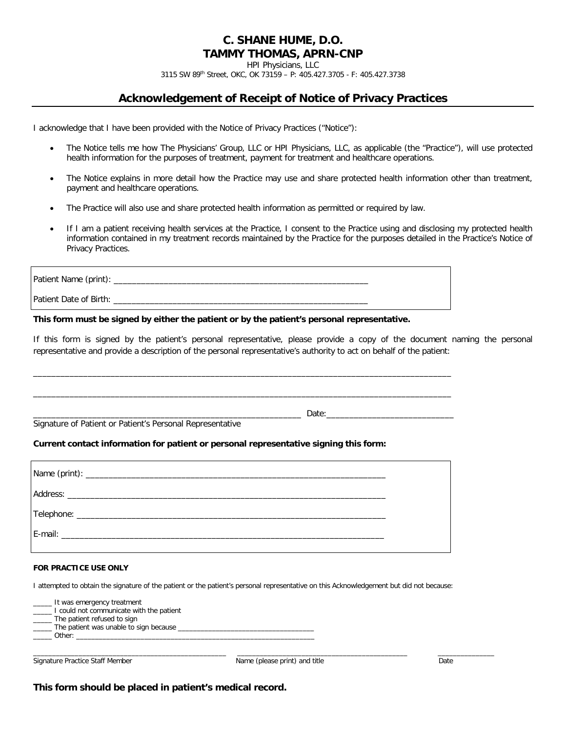# C. SHANE HUME, D.O.
# TAMMY THOMAS, APRN-CNP

HPI Physicians, LLC

3115 SW 89th Street, OKC, OK 73159 – P: 405.427.3705 - F: 405.427.3738

## Acknowledgement of Receipt of Notice of Privacy Practices

I acknowledge that I have been provided with the Notice of Privacy Practices ("Notice"):

- The Notice tells me how The Physicians' Group, LLC or HPI Physicians, LLC, as applicable (the "Practice"), will use protected health information for the purposes of treatment, payment for treatment and healthcare operations.
- The Notice explains in more detail how the Practice may use and share protected health information other than treatment, payment and healthcare operations.
- The Practice will also use and share protected health information as permitted or required by law.
- If I am a patient receiving health services at the Practice, I consent to the Practice using and disclosing my protected health information contained in my treatment records maintained by the Practice for the purposes detailed in the Practice's Notice of Privacy Practices.

Patient Name (print): ____________________________________________________________

Patient Date of Birth: ____________________________________________________________

**This form must be signed by either the patient or by the patient's personal representative.**

If this form is signed by the patient's personal representative, please provide a copy of the document naming the personal representative and provide a description of the personal representative's authority to act on behalf of the patient:

____________________________________________________________________________________________________

____________________________________________________________________________________________________

______________________________________________________________ Date:____________________________

Signature of Patient or Patient's Personal Representative

**Current contact information for patient or personal representative signing this form:**

Name (print): ______________________________________________________________________

Address: __________________________________________________________________________

Telephone: ________________________________________________________________________

E-mail: ___________________________________________________________________________

**FOR PRACTICE USE ONLY**

I attempted to obtain the signature of the patient or the patient's personal representative on this Acknowledgement but did not because:

_____ It was emergency treatment
_____ I could not communicate with the patient
_____ The patient refused to sign
_____ The patient was unable to sign because ___________________________________
_____ Other: ______________________________________________________________

| Signature Practice Staff Member | Name (please print) and title | Date |
|---|---|---|
| _____________________________ | _____________________________ | ______________ |

**This form should be placed in patient's medical record.**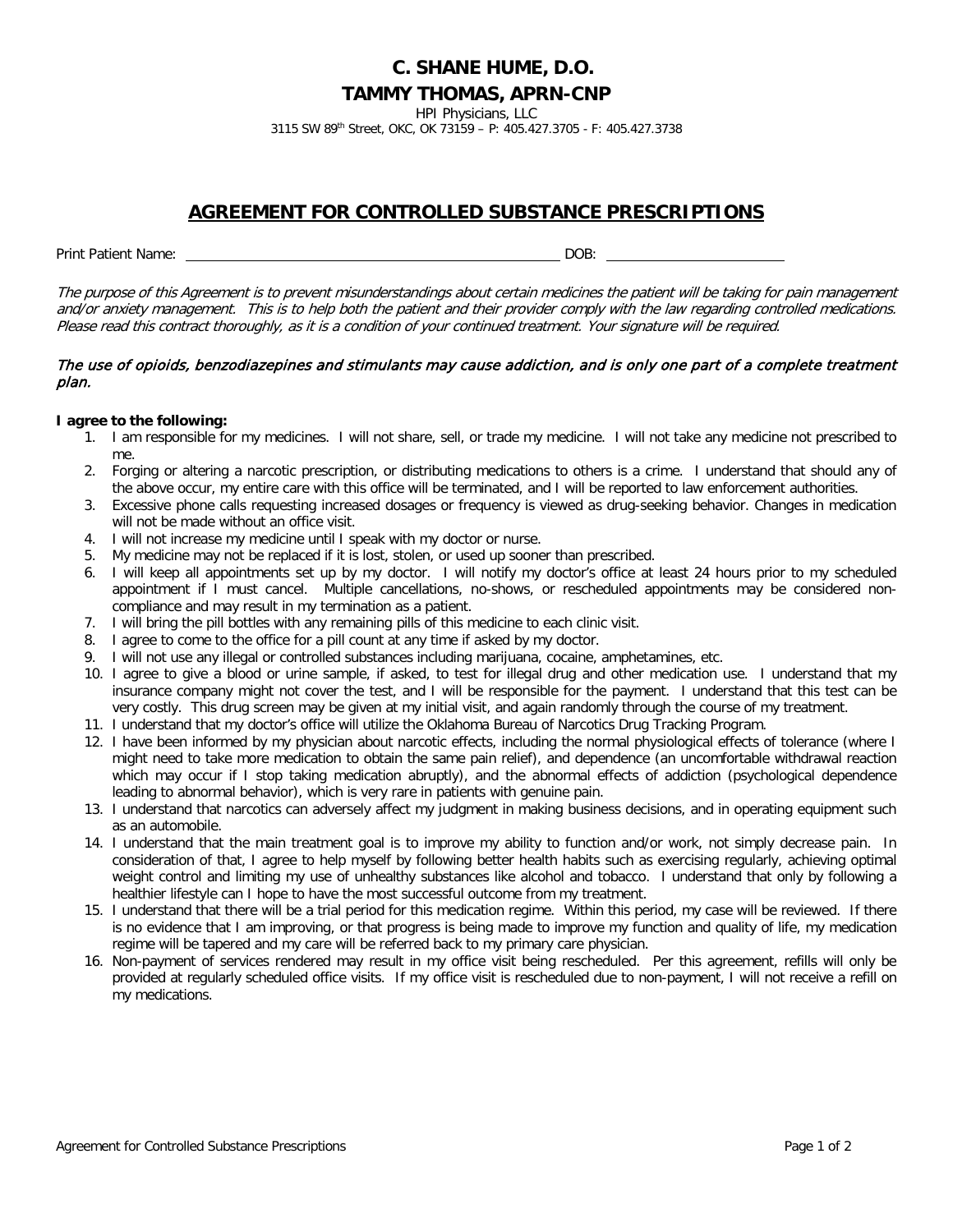# C. SHANE HUME, D.O.

# TAMMY THOMAS, APRN-CNP

HPI Physicians, LLC

3115 SW 89th Street, OKC, OK 73159 – P: 405.427.3705 - F: 405.427.3738

## AGREEMENT FOR CONTROLLED SUBSTANCE PRESCRIPTIONS

Print Patient Name: ______________________________ DOB: ____________________

*The purpose of this Agreement is to prevent misunderstandings about certain medicines the patient will be taking for pain management and/or anxiety management. This is to help both the patient and their provider comply with the law regarding controlled medications. Please read this contract thoroughly, as it is a condition of your continued treatment. Your signature will be required.*

*The use of opioids, benzodiazepines and stimulants may cause addiction, and is only one part of a complete treatment plan.*

**I agree to the following:**

1. I am responsible for my medicines. I will not share, sell, or trade my medicine. I will not take any medicine not prescribed to me.
2. Forging or altering a narcotic prescription, or distributing medications to others is a crime. I understand that should any of the above occur, my entire care with this office will be terminated, and I will be reported to law enforcement authorities.
3. Excessive phone calls requesting increased dosages or frequency is viewed as drug-seeking behavior. Changes in medication will not be made without an office visit.
4. I will not increase my medicine until I speak with my doctor or nurse.
5. My medicine may not be replaced if it is lost, stolen, or used up sooner than prescribed.
6. I will keep all appointments set up by my doctor. I will notify my doctor's office at least 24 hours prior to my scheduled appointment if I must cancel. Multiple cancellations, no-shows, or rescheduled appointments may be considered non-compliance and may result in my termination as a patient.
7. I will bring the pill bottles with any remaining pills of this medicine to each clinic visit.
8. I agree to come to the office for a pill count at any time if asked by my doctor.
9. I will not use any illegal or controlled substances including marijuana, cocaine, amphetamines, etc.
10. I agree to give a blood or urine sample, if asked, to test for illegal drug and other medication use. I understand that my insurance company might not cover the test, and I will be responsible for the payment. I understand that this test can be very costly. This drug screen may be given at my initial visit, and again randomly through the course of my treatment.
11. I understand that my doctor's office will utilize the Oklahoma Bureau of Narcotics Drug Tracking Program.
12. I have been informed by my physician about narcotic effects, including the normal physiological effects of tolerance (where I might need to take more medication to obtain the same pain relief), and dependence (an uncomfortable withdrawal reaction which may occur if I stop taking medication abruptly), and the abnormal effects of addiction (psychological dependence leading to abnormal behavior), which is very rare in patients with genuine pain.
13. I understand that narcotics can adversely affect my judgment in making business decisions, and in operating equipment such as an automobile.
14. I understand that the main treatment goal is to improve my ability to function and/or work, not simply decrease pain. In consideration of that, I agree to help myself by following better health habits such as exercising regularly, achieving optimal weight control and limiting my use of unhealthy substances like alcohol and tobacco. I understand that only by following a healthier lifestyle can I hope to have the most successful outcome from my treatment.
15. I understand that there will be a trial period for this medication regime. Within this period, my case will be reviewed. If there is no evidence that I am improving, or that progress is being made to improve my function and quality of life, my medication regime will be tapered and my care will be referred back to my primary care physician.
16. Non-payment of services rendered may result in my office visit being rescheduled. Per this agreement, refills will only be provided at regularly scheduled office visits. If my office visit is rescheduled due to non-payment, I will not receive a refill on my medications.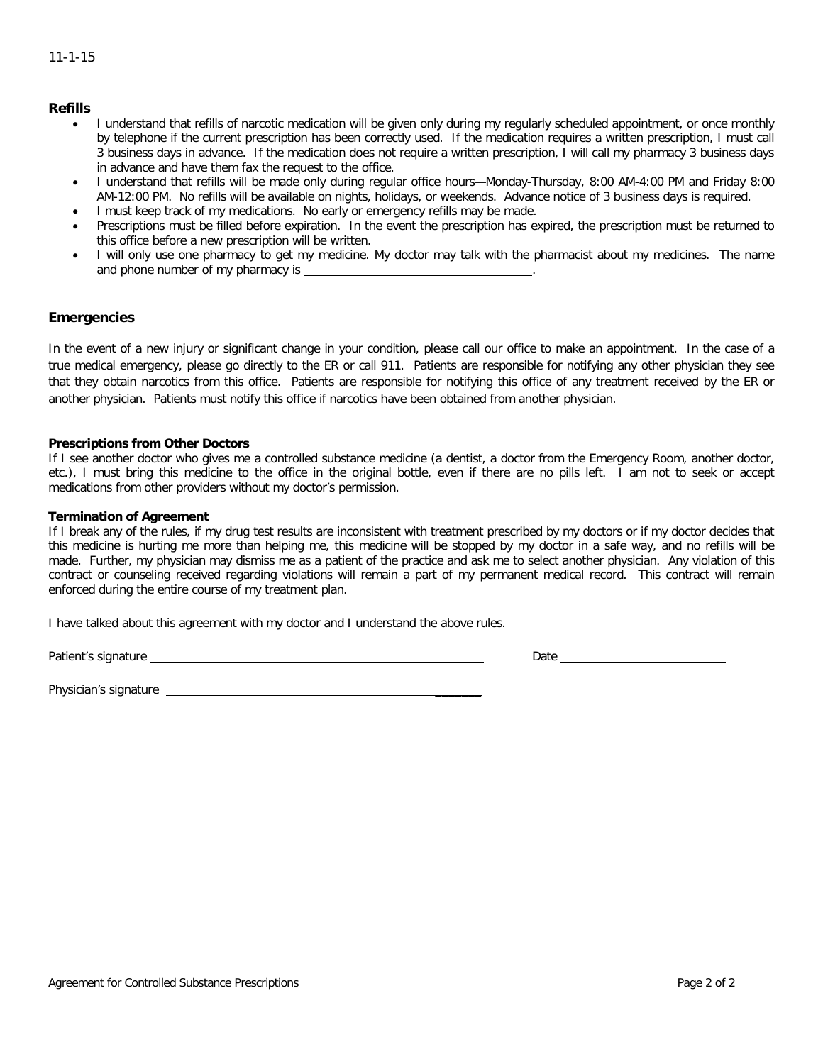11-1-15

## Refills

- I understand that refills of narcotic medication will be given only during my regularly scheduled appointment, or once monthly by telephone if the current prescription has been correctly used. If the medication requires a written prescription, I must call 3 business days in advance. If the medication does not require a written prescription, I will call my pharmacy 3 business days in advance and have them fax the request to the office.
- I understand that refills will be made only during regular office hours—Monday-Thursday, 8:00 AM-4:00 PM and Friday 8:00 AM-12:00 PM. No refills will be available on nights, holidays, or weekends. Advance notice of 3 business days is required.
- I must keep track of my medications. No early or emergency refills may be made.
- Prescriptions must be filled before expiration. In the event the prescription has expired, the prescription must be returned to this office before a new prescription will be written.
- I will only use one pharmacy to get my medicine. My doctor may talk with the pharmacist about my medicines. The name and phone number of my pharmacy is ____________________________________.

## Emergencies

In the event of a new injury or significant change in your condition, please call our office to make an appointment. In the case of a true medical emergency, please go directly to the ER or call 911. Patients are responsible for notifying any other physician they see that they obtain narcotics from this office. Patients are responsible for notifying this office of any treatment received by the ER or another physician. Patients must notify this office if narcotics have been obtained from another physician.

### Prescriptions from Other Doctors

If I see another doctor who gives me a controlled substance medicine (a dentist, a doctor from the Emergency Room, another doctor, etc.), I must bring this medicine to the office in the original bottle, even if there are no pills left. I am not to seek or accept medications from other providers without my doctor's permission.

### Termination of Agreement

If I break any of the rules, if my drug test results are inconsistent with treatment prescribed by my doctors or if my doctor decides that this medicine is hurting me more than helping me, this medicine will be stopped by my doctor in a safe way, and no refills will be made. Further, my physician may dismiss me as a patient of the practice and ask me to select another physician. Any violation of this contract or counseling received regarding violations will remain a part of my permanent medical record. This contract will remain enforced during the entire course of my treatment plan.

I have talked about this agreement with my doctor and I understand the above rules.

Patient's signature ____________________________________________ Date ________________________

Physician's signature ____________________________________________

Agreement for Controlled Substance Prescriptions